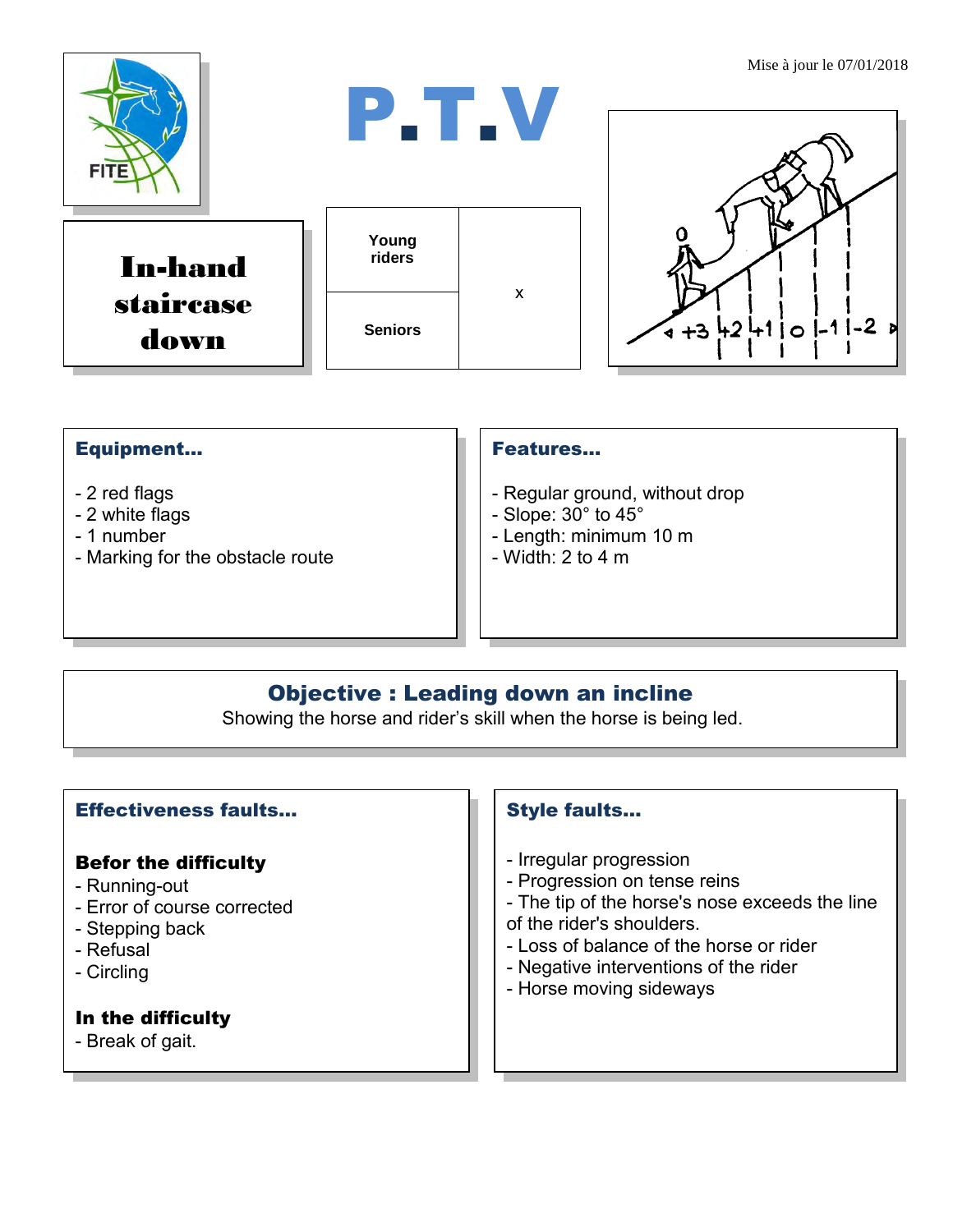Mise à jour le 07/01/2018

# P.T.V

## In-hand staircase down

| Young riders | x |
| --- | --- |
| Seniors | |

### Equipment...

- 2 red flags
- 2 white flags
- 1 number
- Marking for the obstacle route

### Features...

- Regular ground, without drop
- Slope: 30° to 45°
- Length: minimum 10 m
- Width: 2 to 4 m

### Objective : Leading down an incline

Showing the horse and rider's skill when the horse is being led.

### Effectiveness faults...

**Befor the difficulty**

- Running-out
- Error of course corrected
- Stepping back
- Refusal
- Circling

**In the difficulty**

- Break of gait.

### Style faults...

- Irregular progression
- Progression on tense reins
- The tip of the horse's nose exceeds the line of the rider's shoulders.
- Loss of balance of the horse or rider
- Negative interventions of the rider
- Horse moving sideways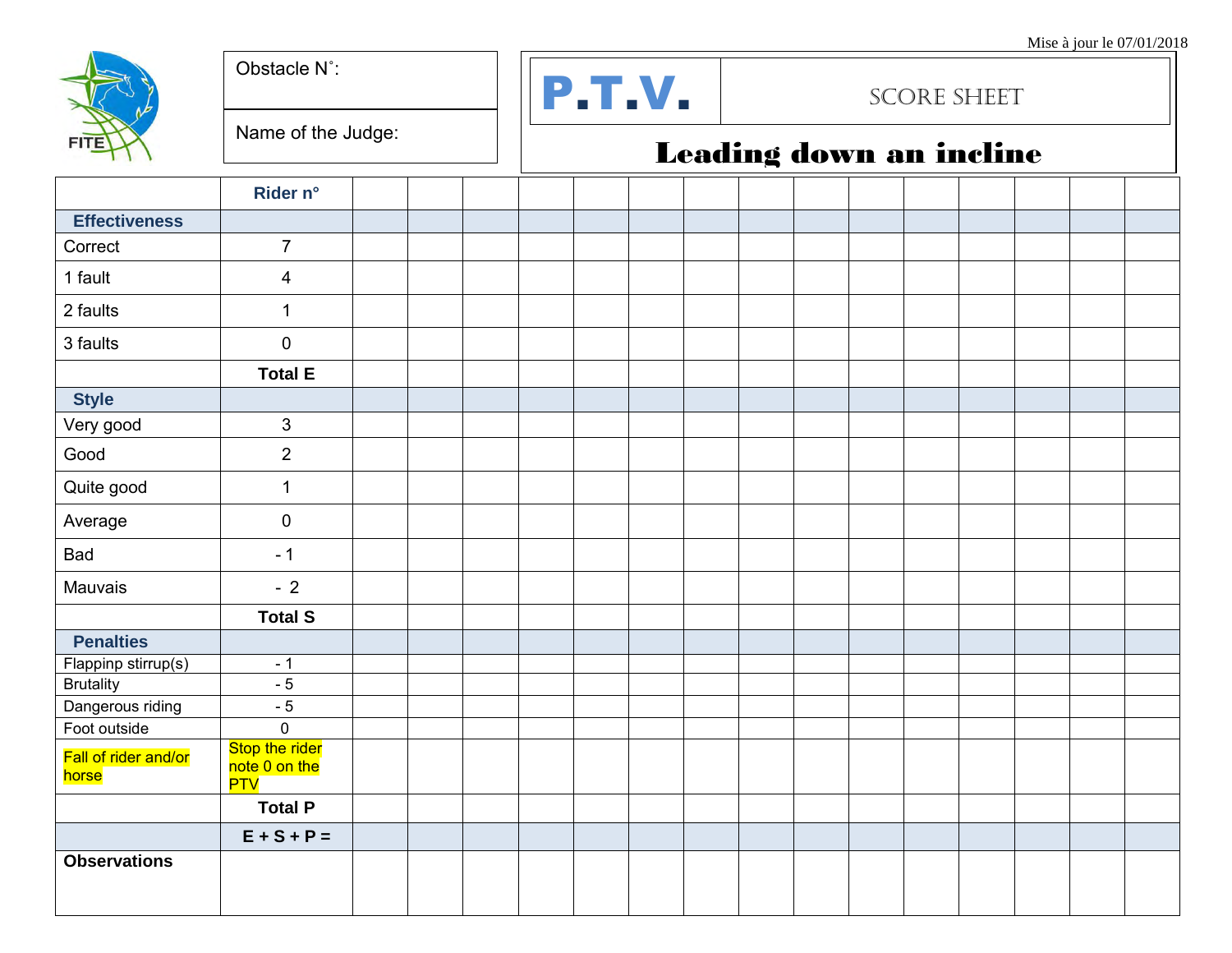Mise à jour le 07/01/2018

FITE

| Obstacle N˚: |
|---|
| Name of the Judge: |

# P.T.V.

SCORE SHEET

## Leading down an incline

| | Rider n° | | | | | | | | | | | | | | | |
|---|---|---|---|---|---|---|---|---|---|---|---|---|---|---|---|---|
| **Effectiveness** | | | | | | | | | | | | | | | | |
| Correct | 7 | | | | | | | | | | | | | | | |
| 1 fault | 4 | | | | | | | | | | | | | | | |
| 2 faults | 1 | | | | | | | | | | | | | | | |
| 3 faults | 0 | | | | | | | | | | | | | | | |
| | **Total E** | | | | | | | | | | | | | | | |
| **Style** | | | | | | | | | | | | | | | | |
| Very good | 3 | | | | | | | | | | | | | | | |
| Good | 2 | | | | | | | | | | | | | | | |
| Quite good | 1 | | | | | | | | | | | | | | | |
| Average | 0 | | | | | | | | | | | | | | | |
| Bad | - 1 | | | | | | | | | | | | | | | |
| Mauvais | - 2 | | | | | | | | | | | | | | | |
| | **Total S** | | | | | | | | | | | | | | | |
| **Penalties** | | | | | | | | | | | | | | | | |
| Flappinp stirrup(s) | - 1 | | | | | | | | | | | | | | | |
| Brutality | - 5 | | | | | | | | | | | | | | | |
| Dangerous riding | - 5 | | | | | | | | | | | | | | | |
| Foot outside | 0 | | | | | | | | | | | | | | | |
| Fall of rider and/or horse | Stop the rider note 0 on the PTV | | | | | | | | | | | | | | | |
| | **Total P** | | | | | | | | | | | | | | | |
| | **E + S + P =** | | | | | | | | | | | | | | | |
| **Observations** | | | | | | | | | | | | | | | | |